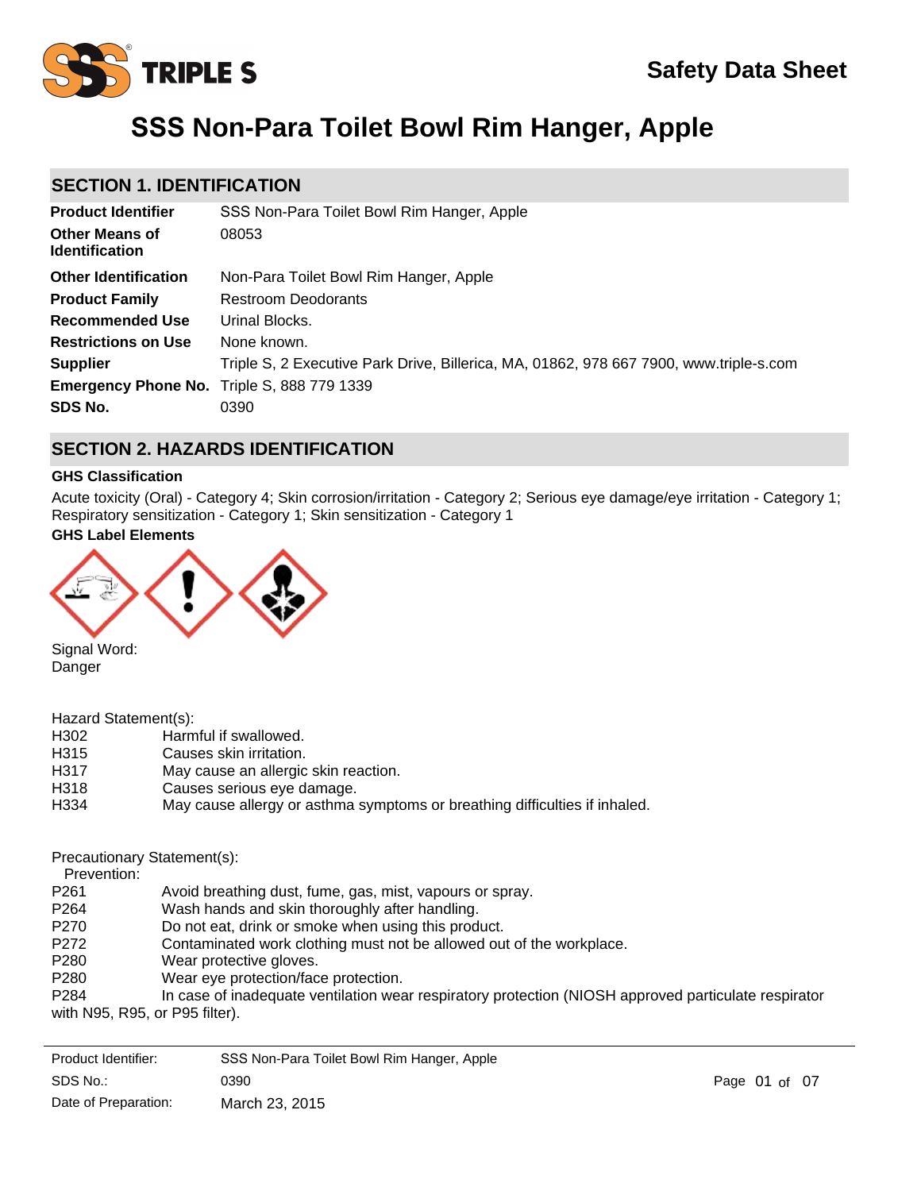# SSS Non-Para Toilet Bowl Rim Hanger, Apple

Safety Data Sheet

## SECTION 1. IDENTIFICATION

| | |
|---|---|
| **Product Identifier** | SSS Non-Para Toilet Bowl Rim Hanger, Apple |
| **Other Means of Identification** | 08053 |
| **Other Identification** | Non-Para Toilet Bowl Rim Hanger, Apple |
| **Product Family** | Restroom Deodorants |
| **Recommended Use** | Urinal Blocks. |
| **Restrictions on Use** | None known. |
| **Supplier** | Triple S, 2 Executive Park Drive, Billerica, MA, 01862, 978 667 7900, www.triple-s.com |
| **Emergency Phone No.** | Triple S, 888 779 1339 |
| **SDS No.** | 0390 |

## SECTION 2. HAZARDS IDENTIFICATION

**GHS Classification**

Acute toxicity (Oral) - Category 4; Skin corrosion/irritation - Category 2; Serious eye damage/eye irritation - Category 1; Respiratory sensitization - Category 1; Skin sensitization - Category 1

**GHS Label Elements**

Signal Word:
Danger

Hazard Statement(s):

| | |
|---|---|
| H302 | Harmful if swallowed. |
| H315 | Causes skin irritation. |
| H317 | May cause an allergic skin reaction. |
| H318 | Causes serious eye damage. |
| H334 | May cause allergy or asthma symptoms or breathing difficulties if inhaled. |

Precautionary Statement(s):

Prevention:

| | |
|---|---|
| P261 | Avoid breathing dust, fume, gas, mist, vapours or spray. |
| P264 | Wash hands and skin thoroughly after handling. |
| P270 | Do not eat, drink or smoke when using this product. |
| P272 | Contaminated work clothing must not be allowed out of the workplace. |
| P280 | Wear protective gloves. |
| P280 | Wear eye protection/face protection. |
| P284 | In case of inadequate ventilation wear respiratory protection (NIOSH approved particulate respirator with N95, R95, or P95 filter). |

Product Identifier: SSS Non-Para Toilet Bowl Rim Hanger, Apple
SDS No.: 0390
Date of Preparation: March 23, 2015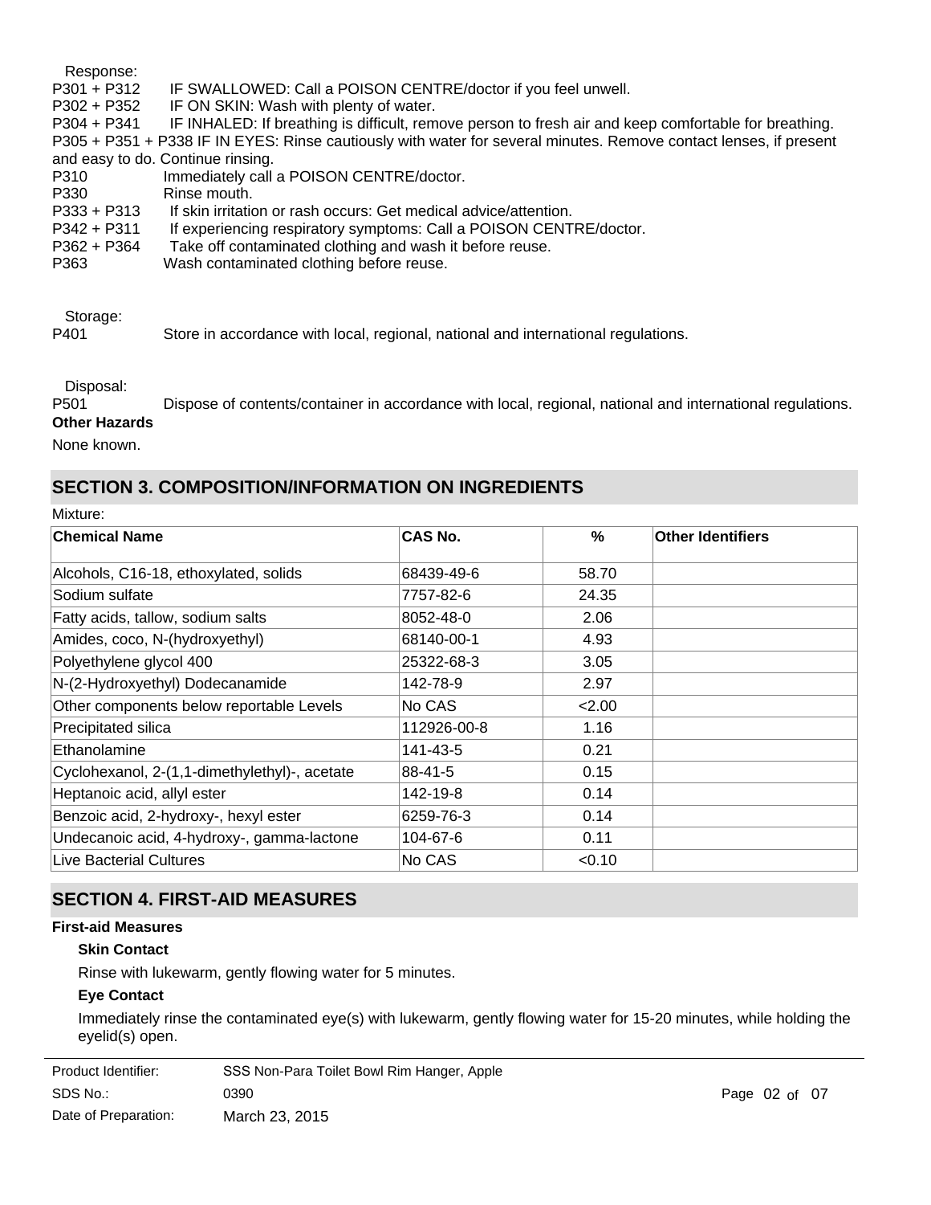Response:

P301 + P312 IF SWALLOWED: Call a POISON CENTRE/doctor if you feel unwell.
P302 + P352 IF ON SKIN: Wash with plenty of water.
P304 + P341 IF INHALED: If breathing is difficult, remove person to fresh air and keep comfortable for breathing.
P305 + P351 + P338 IF IN EYES: Rinse cautiously with water for several minutes. Remove contact lenses, if present and easy to do. Continue rinsing.
P310 Immediately call a POISON CENTRE/doctor.
P330 Rinse mouth.
P333 + P313 If skin irritation or rash occurs: Get medical advice/attention.
P342 + P311 If experiencing respiratory symptoms: Call a POISON CENTRE/doctor.
P362 + P364 Take off contaminated clothing and wash it before reuse.
P363 Wash contaminated clothing before reuse.

Storage:

P401 Store in accordance with local, regional, national and international regulations.

Disposal:

P501 Dispose of contents/container in accordance with local, regional, national and international regulations.

**Other Hazards**

None known.

## SECTION 3. COMPOSITION/INFORMATION ON INGREDIENTS

Mixture:

| Chemical Name | CAS No. | % | Other Identifiers |
|---|---|---|---|
| Alcohols, C16-18, ethoxylated, solids | 68439-49-6 | 58.70 | |
| Sodium sulfate | 7757-82-6 | 24.35 | |
| Fatty acids, tallow, sodium salts | 8052-48-0 | 2.06 | |
| Amides, coco, N-(hydroxyethyl) | 68140-00-1 | 4.93 | |
| Polyethylene glycol 400 | 25322-68-3 | 3.05 | |
| N-(2-Hydroxyethyl) Dodecanamide | 142-78-9 | 2.97 | |
| Other components below reportable Levels | No CAS | <2.00 | |
| Precipitated silica | 112926-00-8 | 1.16 | |
| Ethanolamine | 141-43-5 | 0.21 | |
| Cyclohexanol, 2-(1,1-dimethylethyl)-, acetate | 88-41-5 | 0.15 | |
| Heptanoic acid, allyl ester | 142-19-8 | 0.14 | |
| Benzoic acid, 2-hydroxy-, hexyl ester | 6259-76-3 | 0.14 | |
| Undecanoic acid, 4-hydroxy-, gamma-lactone | 104-67-6 | 0.11 | |
| Live Bacterial Cultures | No CAS | <0.10 | |

## SECTION 4. FIRST-AID MEASURES

**First-aid Measures**

**Skin Contact**

Rinse with lukewarm, gently flowing water for 5 minutes.

**Eye Contact**

Immediately rinse the contaminated eye(s) with lukewarm, gently flowing water for 15-20 minutes, while holding the eyelid(s) open.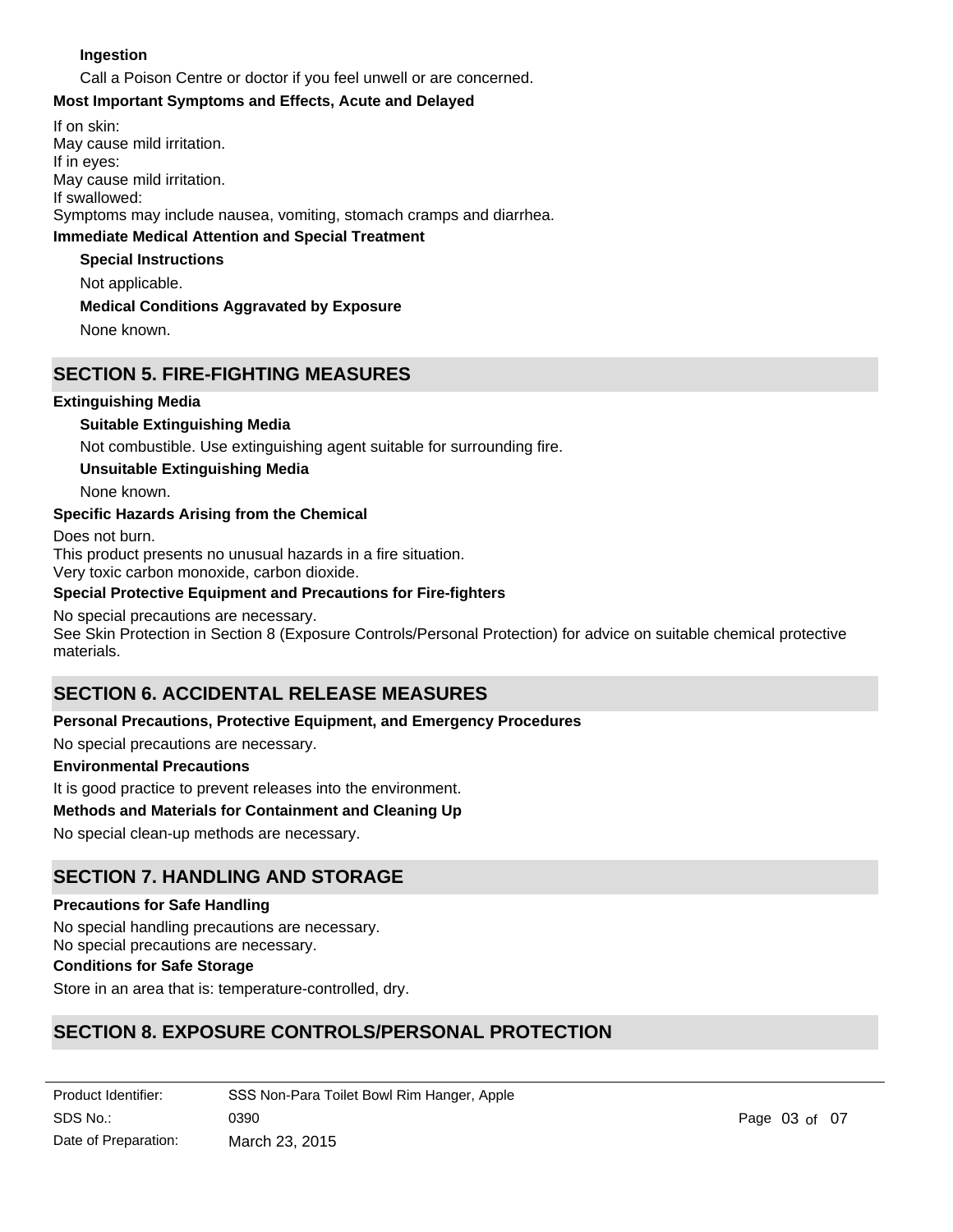### Ingestion

Call a Poison Centre or doctor if you feel unwell or are concerned.

### Most Important Symptoms and Effects, Acute and Delayed

If on skin:
May cause mild irritation.
If in eyes:
May cause mild irritation.
If swallowed:
Symptoms may include nausea, vomiting, stomach cramps and diarrhea.

### Immediate Medical Attention and Special Treatment

**Special Instructions**

Not applicable.

**Medical Conditions Aggravated by Exposure**

None known.

## SECTION 5. FIRE-FIGHTING MEASURES

### Extinguishing Media

**Suitable Extinguishing Media**

Not combustible. Use extinguishing agent suitable for surrounding fire.

**Unsuitable Extinguishing Media**

None known.

### Specific Hazards Arising from the Chemical

Does not burn.
This product presents no unusual hazards in a fire situation.
Very toxic carbon monoxide, carbon dioxide.

### Special Protective Equipment and Precautions for Fire-fighters

No special precautions are necessary.
See Skin Protection in Section 8 (Exposure Controls/Personal Protection) for advice on suitable chemical protective materials.

## SECTION 6. ACCIDENTAL RELEASE MEASURES

### Personal Precautions, Protective Equipment, and Emergency Procedures

No special precautions are necessary.

### Environmental Precautions

It is good practice to prevent releases into the environment.

### Methods and Materials for Containment and Cleaning Up

No special clean-up methods are necessary.

## SECTION 7. HANDLING AND STORAGE

### Precautions for Safe Handling

No special handling precautions are necessary.
No special precautions are necessary.

### Conditions for Safe Storage

Store in an area that is: temperature-controlled, dry.

## SECTION 8. EXPOSURE CONTROLS/PERSONAL PROTECTION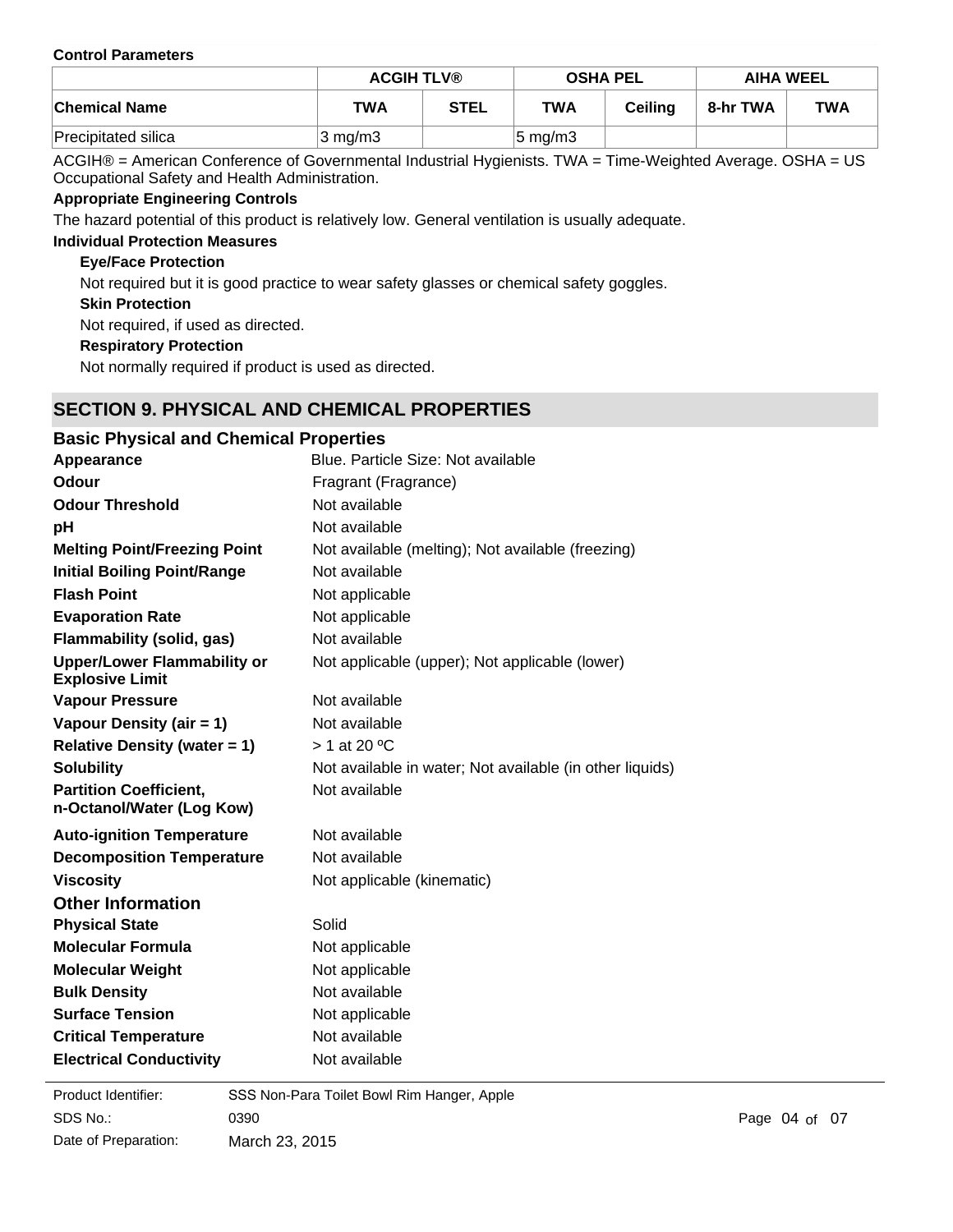**Control Parameters**

| | ACGIH TLV® | | OSHA PEL | | AIHA WEEL | |
|---|---|---|---|---|---|---|
| **Chemical Name** | **TWA** | **STEL** | **TWA** | **Ceiling** | **8-hr TWA** | **TWA** |
| Precipitated silica | 3 mg/m3 | | 5 mg/m3 | | | |

ACGIH® = American Conference of Governmental Industrial Hygienists. TWA = Time-Weighted Average. OSHA = US Occupational Safety and Health Administration.

**Appropriate Engineering Controls**

The hazard potential of this product is relatively low. General ventilation is usually adequate.

**Individual Protection Measures**

**Eye/Face Protection**

Not required but it is good practice to wear safety glasses or chemical safety goggles.

**Skin Protection**

Not required, if used as directed.

**Respiratory Protection**

Not normally required if product is used as directed.

## SECTION 9. PHYSICAL AND CHEMICAL PROPERTIES

### Basic Physical and Chemical Properties

| | |
|---|---|
| **Appearance** | Blue. Particle Size: Not available |
| **Odour** | Fragrant (Fragrance) |
| **Odour Threshold** | Not available |
| **pH** | Not available |
| **Melting Point/Freezing Point** | Not available (melting); Not available (freezing) |
| **Initial Boiling Point/Range** | Not available |
| **Flash Point** | Not applicable |
| **Evaporation Rate** | Not applicable |
| **Flammability (solid, gas)** | Not available |
| **Upper/Lower Flammability or Explosive Limit** | Not applicable (upper); Not applicable (lower) |
| **Vapour Pressure** | Not available |
| **Vapour Density (air = 1)** | Not available |
| **Relative Density (water = 1)** | > 1 at 20 ºC |
| **Solubility** | Not available in water; Not available (in other liquids) |
| **Partition Coefficient, n-Octanol/Water (Log Kow)** | Not available |
| **Auto-ignition Temperature** | Not available |
| **Decomposition Temperature** | Not available |
| **Viscosity** | Not applicable (kinematic) |

### Other Information

| | |
|---|---|
| **Physical State** | Solid |
| **Molecular Formula** | Not applicable |
| **Molecular Weight** | Not applicable |
| **Bulk Density** | Not available |
| **Surface Tension** | Not applicable |
| **Critical Temperature** | Not available |
| **Electrical Conductivity** | Not available |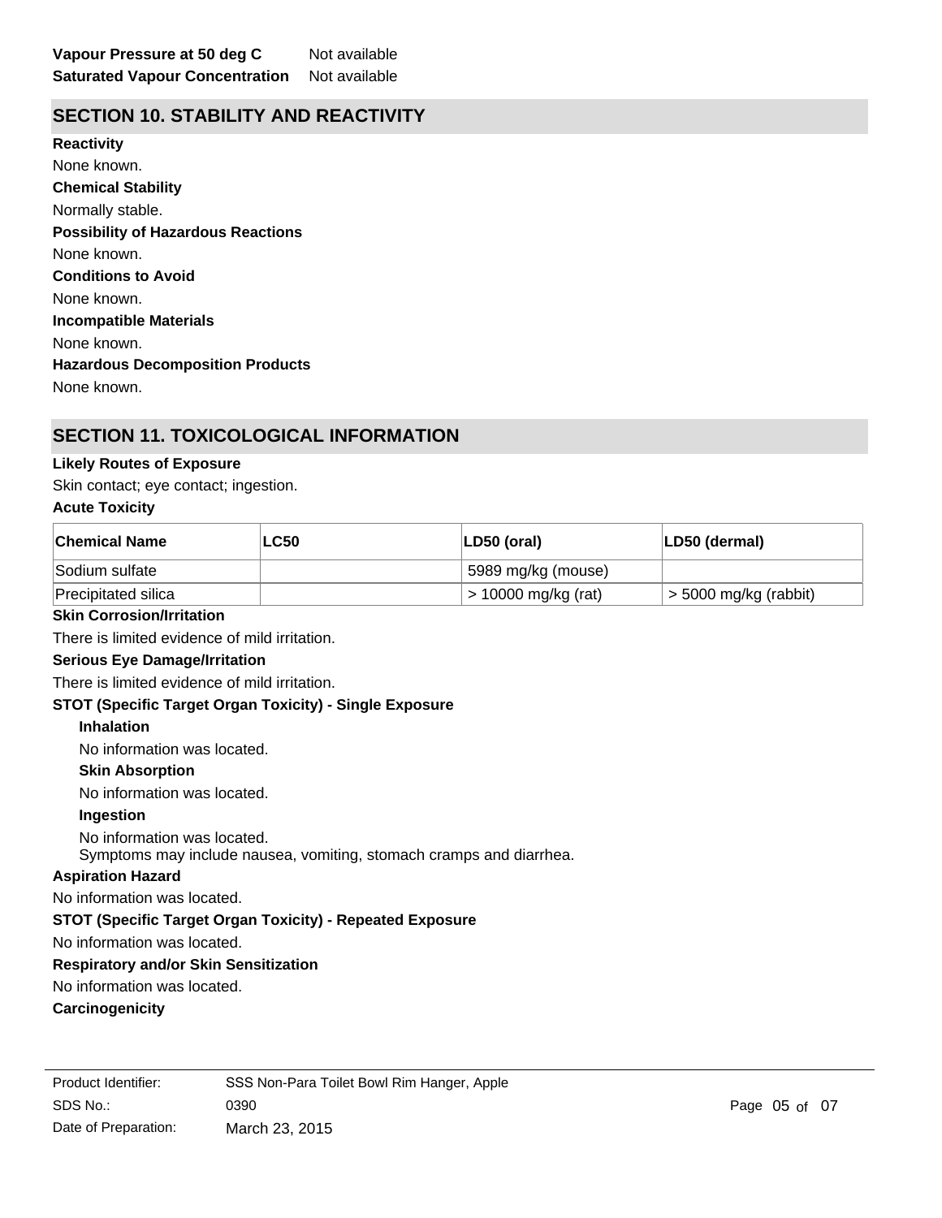**Vapour Pressure at 50 deg C** Not available
**Saturated Vapour Concentration** Not available

## SECTION 10. STABILITY AND REACTIVITY

**Reactivity**

None known.

**Chemical Stability**

Normally stable.

**Possibility of Hazardous Reactions**

None known.

**Conditions to Avoid**

None known.

**Incompatible Materials**

None known.

**Hazardous Decomposition Products**

None known.

## SECTION 11. TOXICOLOGICAL INFORMATION

**Likely Routes of Exposure**

Skin contact; eye contact; ingestion.

**Acute Toxicity**

| Chemical Name | LC50 | LD50 (oral) | LD50 (dermal) |
|---|---|---|---|
| Sodium sulfate | | 5989 mg/kg (mouse) | |
| Precipitated silica | | > 10000 mg/kg (rat) | > 5000 mg/kg (rabbit) |

**Skin Corrosion/Irritation**

There is limited evidence of mild irritation.

**Serious Eye Damage/Irritation**

There is limited evidence of mild irritation.

**STOT (Specific Target Organ Toxicity) - Single Exposure**

**Inhalation**

No information was located.

**Skin Absorption**

No information was located.

**Ingestion**

No information was located.
Symptoms may include nausea, vomiting, stomach cramps and diarrhea.

**Aspiration Hazard**

No information was located.

**STOT (Specific Target Organ Toxicity) - Repeated Exposure**

No information was located.

**Respiratory and/or Skin Sensitization**

No information was located.

**Carcinogenicity**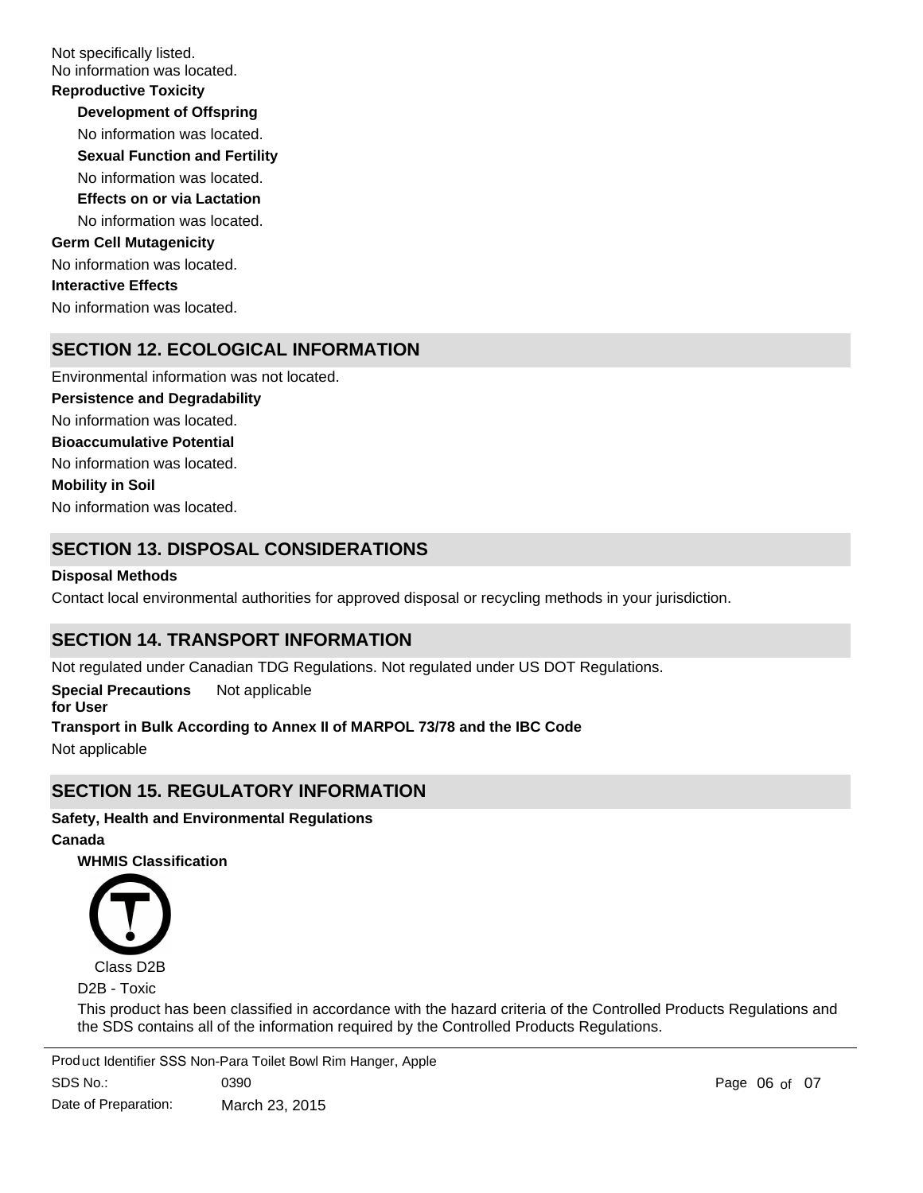Not specifically listed.
No information was located.

**Reproductive Toxicity**

**Development of Offspring**

No information was located.

**Sexual Function and Fertility**

No information was located.

**Effects on or via Lactation**

No information was located.

**Germ Cell Mutagenicity**

No information was located.

**Interactive Effects**

No information was located.

## SECTION 12. ECOLOGICAL INFORMATION

Environmental information was not located.

**Persistence and Degradability**

No information was located.

**Bioaccumulative Potential**

No information was located.

**Mobility in Soil**

No information was located.

## SECTION 13. DISPOSAL CONSIDERATIONS

**Disposal Methods**

Contact local environmental authorities for approved disposal or recycling methods in your jurisdiction.

## SECTION 14. TRANSPORT INFORMATION

Not regulated under Canadian TDG Regulations. Not regulated under US DOT Regulations.

**Special Precautions for User** Not applicable

**Transport in Bulk According to Annex II of MARPOL 73/78 and the IBC Code**

Not applicable

## SECTION 15. REGULATORY INFORMATION

**Safety, Health and Environmental Regulations**

**Canada**

**WHMIS Classification**

Class D2B

D2B - Toxic

This product has been classified in accordance with the hazard criteria of the Controlled Products Regulations and the SDS contains all of the information required by the Controlled Products Regulations.

Product Identifier SSS Non-Para Toilet Bowl Rim Hanger, Apple

SDS No.: 0390

Date of Preparation: March 23, 2015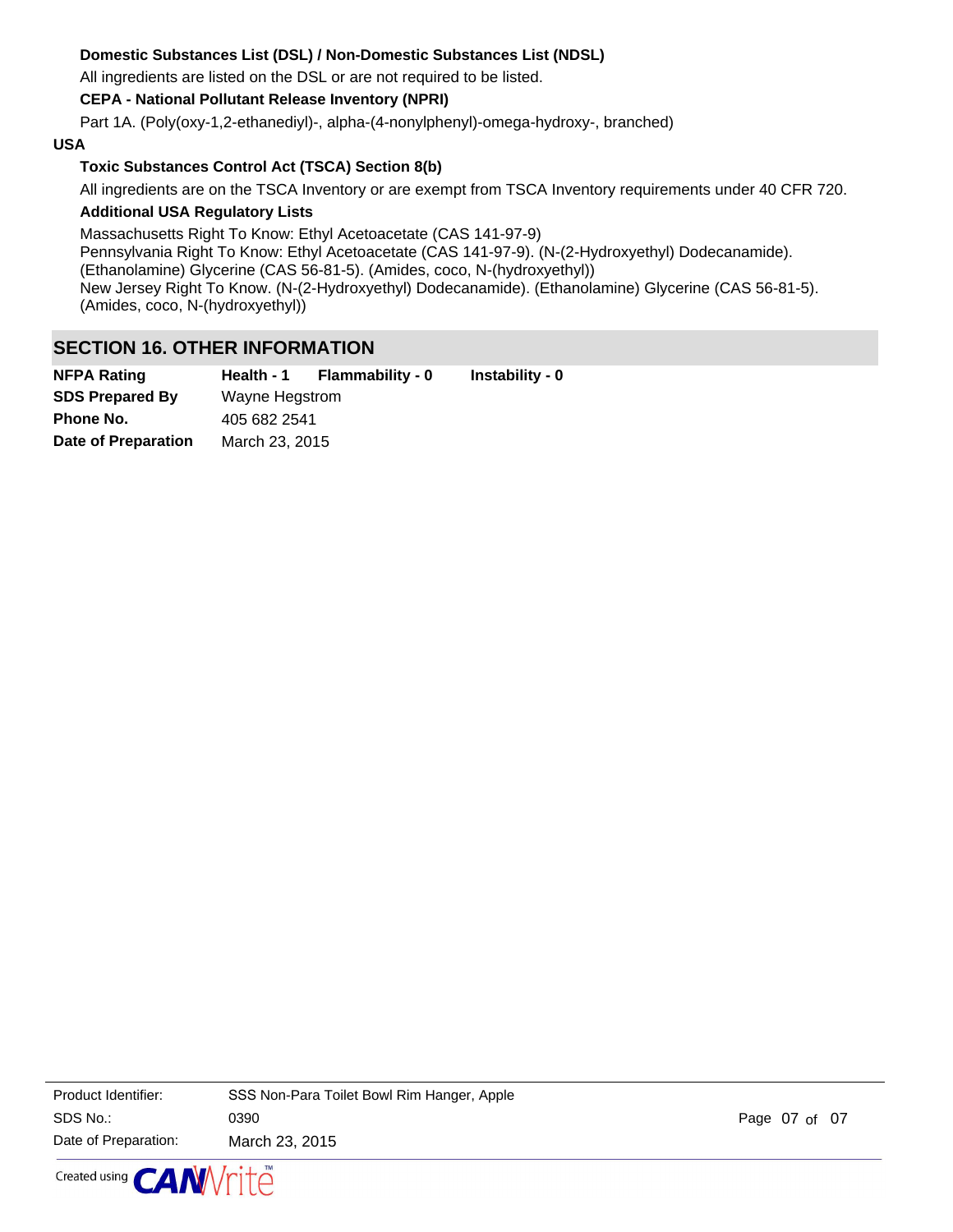### Domestic Substances List (DSL) / Non-Domestic Substances List (NDSL)

All ingredients are listed on the DSL or are not required to be listed.

### CEPA - National Pollutant Release Inventory (NPRI)

Part 1A. (Poly(oxy-1,2-ethanediyl)-, alpha-(4-nonylphenyl)-omega-hydroxy-, branched)

**USA**

### Toxic Substances Control Act (TSCA) Section 8(b)

All ingredients are on the TSCA Inventory or are exempt from TSCA Inventory requirements under 40 CFR 720.

### Additional USA Regulatory Lists

Massachusetts Right To Know: Ethyl Acetoacetate (CAS 141-97-9)
Pennsylvania Right To Know: Ethyl Acetoacetate (CAS 141-97-9). (N-(2-Hydroxyethyl) Dodecanamide). (Ethanolamine) Glycerine (CAS 56-81-5). (Amides, coco, N-(hydroxyethyl))
New Jersey Right To Know. (N-(2-Hydroxyethyl) Dodecanamide). (Ethanolamine) Glycerine (CAS 56-81-5). (Amides, coco, N-(hydroxyethyl))

## SECTION 16. OTHER INFORMATION

| | | | |
|---|---|---|---|
| **NFPA Rating** | **Health - 1** | **Flammability - 0** | **Instability - 0** |
| **SDS Prepared By** | Wayne Hegstrom | | |
| **Phone No.** | 405 682 2541 | | |
| **Date of Preparation** | March 23, 2015 | | |